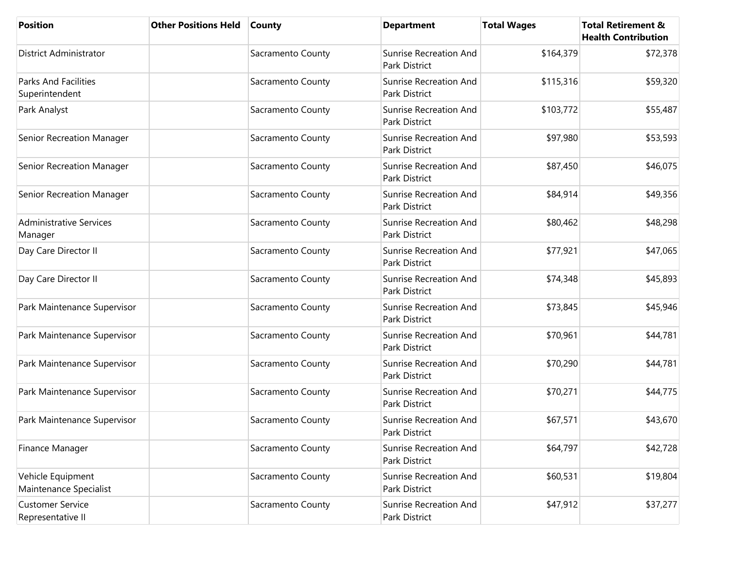| Position | Other Positions Held | County | Department | Total Wages | Total Retirement & Health Contribution |
|---|---|---|---|---|---|
| District Administrator | | Sacramento County | Sunrise Recreation And Park District | $164,379 | $72,378 |
| Parks And Facilities Superintendent | | Sacramento County | Sunrise Recreation And Park District | $115,316 | $59,320 |
| Park Analyst | | Sacramento County | Sunrise Recreation And Park District | $103,772 | $55,487 |
| Senior Recreation Manager | | Sacramento County | Sunrise Recreation And Park District | $97,980 | $53,593 |
| Senior Recreation Manager | | Sacramento County | Sunrise Recreation And Park District | $87,450 | $46,075 |
| Senior Recreation Manager | | Sacramento County | Sunrise Recreation And Park District | $84,914 | $49,356 |
| Administrative Services Manager | | Sacramento County | Sunrise Recreation And Park District | $80,462 | $48,298 |
| Day Care Director II | | Sacramento County | Sunrise Recreation And Park District | $77,921 | $47,065 |
| Day Care Director II | | Sacramento County | Sunrise Recreation And Park District | $74,348 | $45,893 |
| Park Maintenance Supervisor | | Sacramento County | Sunrise Recreation And Park District | $73,845 | $45,946 |
| Park Maintenance Supervisor | | Sacramento County | Sunrise Recreation And Park District | $70,961 | $44,781 |
| Park Maintenance Supervisor | | Sacramento County | Sunrise Recreation And Park District | $70,290 | $44,781 |
| Park Maintenance Supervisor | | Sacramento County | Sunrise Recreation And Park District | $70,271 | $44,775 |
| Park Maintenance Supervisor | | Sacramento County | Sunrise Recreation And Park District | $67,571 | $43,670 |
| Finance Manager | | Sacramento County | Sunrise Recreation And Park District | $64,797 | $42,728 |
| Vehicle Equipment Maintenance Specialist | | Sacramento County | Sunrise Recreation And Park District | $60,531 | $19,804 |
| Customer Service Representative II | | Sacramento County | Sunrise Recreation And Park District | $47,912 | $37,277 |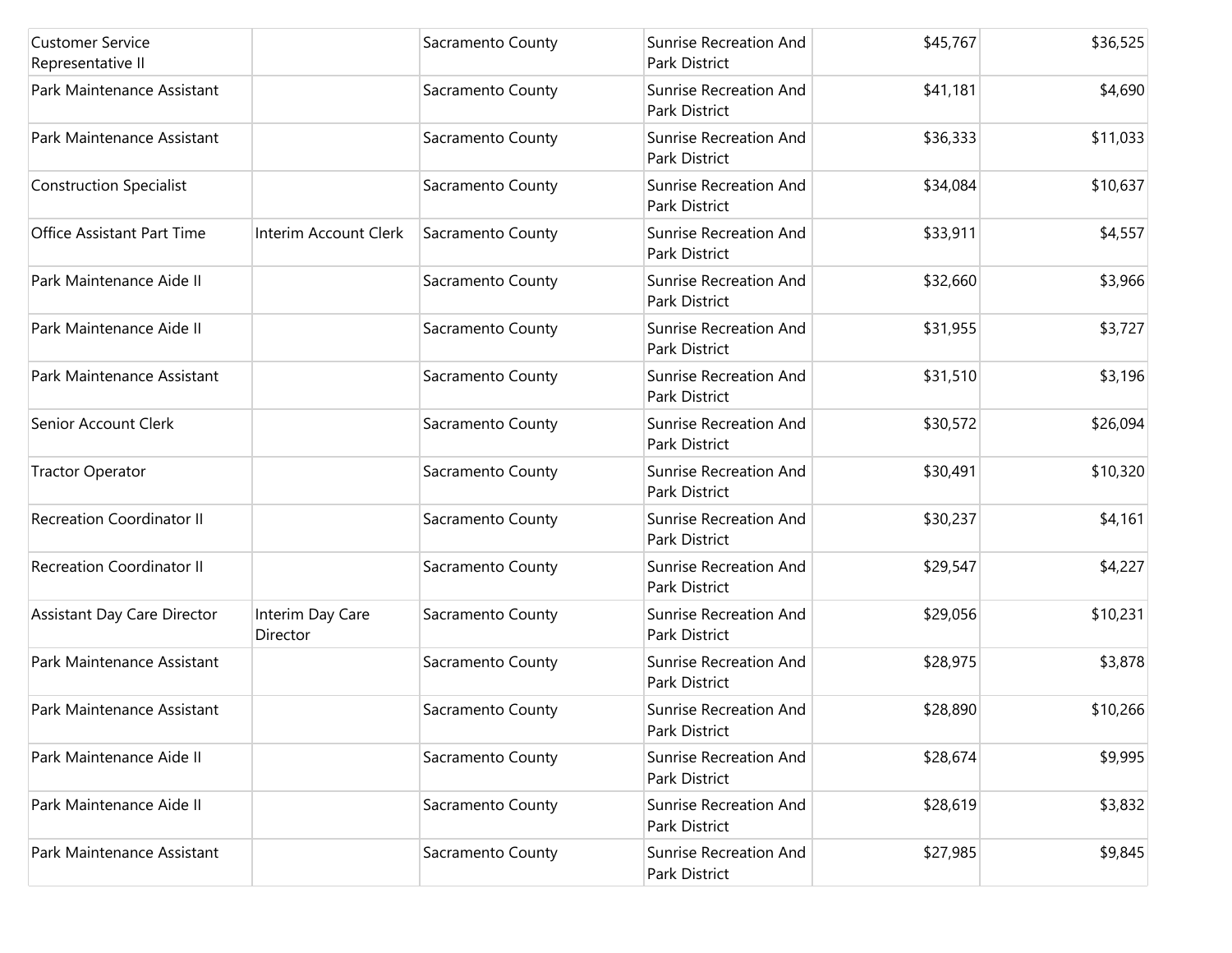| | | | | | |
|---|---|---|---|---|---|
| Customer Service Representative II | | Sacramento County | Sunrise Recreation And Park District | $45,767 | $36,525 |
| Park Maintenance Assistant | | Sacramento County | Sunrise Recreation And Park District | $41,181 | $4,690 |
| Park Maintenance Assistant | | Sacramento County | Sunrise Recreation And Park District | $36,333 | $11,033 |
| Construction Specialist | | Sacramento County | Sunrise Recreation And Park District | $34,084 | $10,637 |
| Office Assistant Part Time | Interim Account Clerk | Sacramento County | Sunrise Recreation And Park District | $33,911 | $4,557 |
| Park Maintenance Aide II | | Sacramento County | Sunrise Recreation And Park District | $32,660 | $3,966 |
| Park Maintenance Aide II | | Sacramento County | Sunrise Recreation And Park District | $31,955 | $3,727 |
| Park Maintenance Assistant | | Sacramento County | Sunrise Recreation And Park District | $31,510 | $3,196 |
| Senior Account Clerk | | Sacramento County | Sunrise Recreation And Park District | $30,572 | $26,094 |
| Tractor Operator | | Sacramento County | Sunrise Recreation And Park District | $30,491 | $10,320 |
| Recreation Coordinator II | | Sacramento County | Sunrise Recreation And Park District | $30,237 | $4,161 |
| Recreation Coordinator II | | Sacramento County | Sunrise Recreation And Park District | $29,547 | $4,227 |
| Assistant Day Care Director | Interim Day Care Director | Sacramento County | Sunrise Recreation And Park District | $29,056 | $10,231 |
| Park Maintenance Assistant | | Sacramento County | Sunrise Recreation And Park District | $28,975 | $3,878 |
| Park Maintenance Assistant | | Sacramento County | Sunrise Recreation And Park District | $28,890 | $10,266 |
| Park Maintenance Aide II | | Sacramento County | Sunrise Recreation And Park District | $28,674 | $9,995 |
| Park Maintenance Aide II | | Sacramento County | Sunrise Recreation And Park District | $28,619 | $3,832 |
| Park Maintenance Assistant | | Sacramento County | Sunrise Recreation And Park District | $27,985 | $9,845 |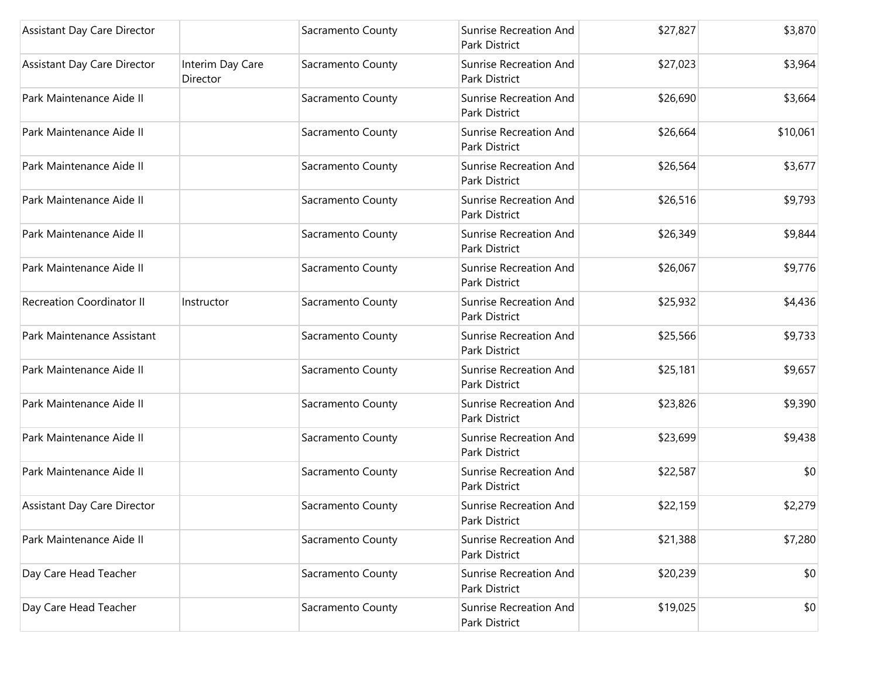| | | | | | |
|---|---|---|---|---|---|
| Assistant Day Care Director | | Sacramento County | Sunrise Recreation And Park District | $27,827 | $3,870 |
| Assistant Day Care Director | Interim Day Care Director | Sacramento County | Sunrise Recreation And Park District | $27,023 | $3,964 |
| Park Maintenance Aide II | | Sacramento County | Sunrise Recreation And Park District | $26,690 | $3,664 |
| Park Maintenance Aide II | | Sacramento County | Sunrise Recreation And Park District | $26,664 | $10,061 |
| Park Maintenance Aide II | | Sacramento County | Sunrise Recreation And Park District | $26,564 | $3,677 |
| Park Maintenance Aide II | | Sacramento County | Sunrise Recreation And Park District | $26,516 | $9,793 |
| Park Maintenance Aide II | | Sacramento County | Sunrise Recreation And Park District | $26,349 | $9,844 |
| Park Maintenance Aide II | | Sacramento County | Sunrise Recreation And Park District | $26,067 | $9,776 |
| Recreation Coordinator II | Instructor | Sacramento County | Sunrise Recreation And Park District | $25,932 | $4,436 |
| Park Maintenance Assistant | | Sacramento County | Sunrise Recreation And Park District | $25,566 | $9,733 |
| Park Maintenance Aide II | | Sacramento County | Sunrise Recreation And Park District | $25,181 | $9,657 |
| Park Maintenance Aide II | | Sacramento County | Sunrise Recreation And Park District | $23,826 | $9,390 |
| Park Maintenance Aide II | | Sacramento County | Sunrise Recreation And Park District | $23,699 | $9,438 |
| Park Maintenance Aide II | | Sacramento County | Sunrise Recreation And Park District | $22,587 | $0 |
| Assistant Day Care Director | | Sacramento County | Sunrise Recreation And Park District | $22,159 | $2,279 |
| Park Maintenance Aide II | | Sacramento County | Sunrise Recreation And Park District | $21,388 | $7,280 |
| Day Care Head Teacher | | Sacramento County | Sunrise Recreation And Park District | $20,239 | $0 |
| Day Care Head Teacher | | Sacramento County | Sunrise Recreation And Park District | $19,025 | $0 |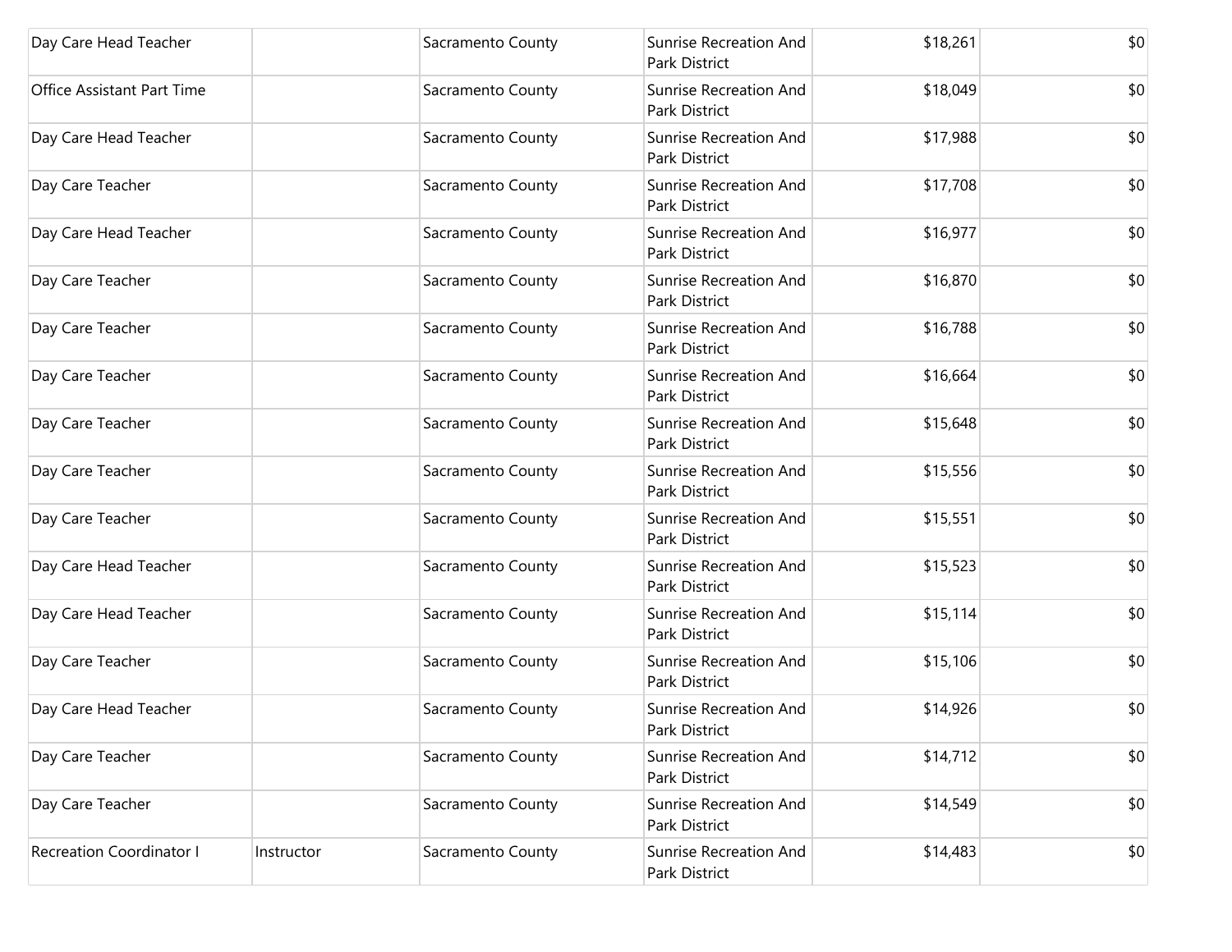| | | | | | |
|---|---|---|---|---|---|
| Day Care Head Teacher | | Sacramento County | Sunrise Recreation And Park District | $18,261 | $0 |
| Office Assistant Part Time | | Sacramento County | Sunrise Recreation And Park District | $18,049 | $0 |
| Day Care Head Teacher | | Sacramento County | Sunrise Recreation And Park District | $17,988 | $0 |
| Day Care Teacher | | Sacramento County | Sunrise Recreation And Park District | $17,708 | $0 |
| Day Care Head Teacher | | Sacramento County | Sunrise Recreation And Park District | $16,977 | $0 |
| Day Care Teacher | | Sacramento County | Sunrise Recreation And Park District | $16,870 | $0 |
| Day Care Teacher | | Sacramento County | Sunrise Recreation And Park District | $16,788 | $0 |
| Day Care Teacher | | Sacramento County | Sunrise Recreation And Park District | $16,664 | $0 |
| Day Care Teacher | | Sacramento County | Sunrise Recreation And Park District | $15,648 | $0 |
| Day Care Teacher | | Sacramento County | Sunrise Recreation And Park District | $15,556 | $0 |
| Day Care Teacher | | Sacramento County | Sunrise Recreation And Park District | $15,551 | $0 |
| Day Care Head Teacher | | Sacramento County | Sunrise Recreation And Park District | $15,523 | $0 |
| Day Care Head Teacher | | Sacramento County | Sunrise Recreation And Park District | $15,114 | $0 |
| Day Care Teacher | | Sacramento County | Sunrise Recreation And Park District | $15,106 | $0 |
| Day Care Head Teacher | | Sacramento County | Sunrise Recreation And Park District | $14,926 | $0 |
| Day Care Teacher | | Sacramento County | Sunrise Recreation And Park District | $14,712 | $0 |
| Day Care Teacher | | Sacramento County | Sunrise Recreation And Park District | $14,549 | $0 |
| Recreation Coordinator I | Instructor | Sacramento County | Sunrise Recreation And Park District | $14,483 | $0 |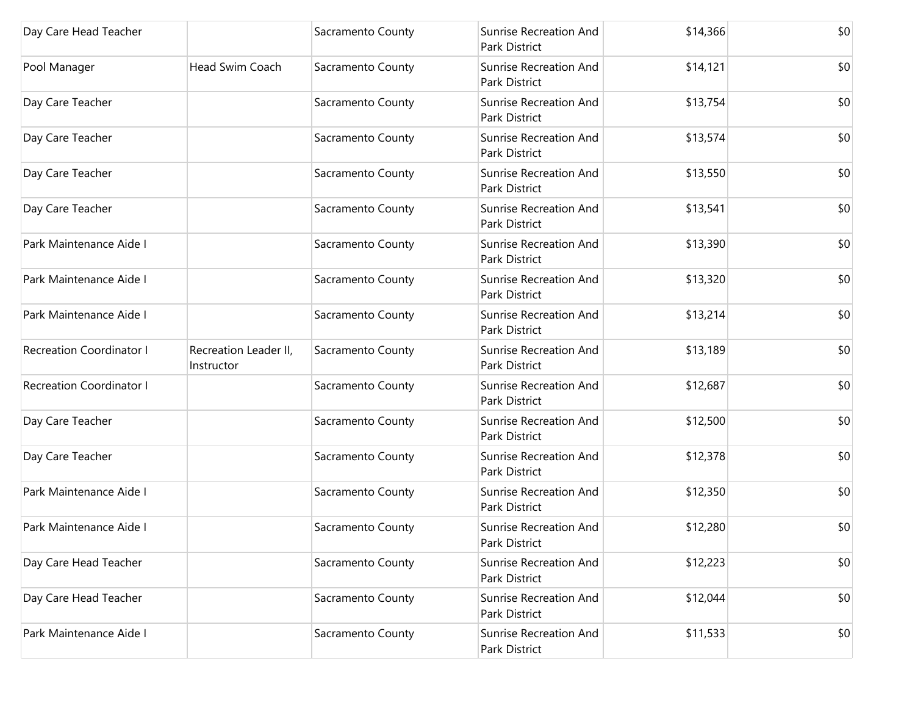| | | | | | |
|---|---|---|---|---|---|
| Day Care Head Teacher | | Sacramento County | Sunrise Recreation And Park District | $14,366 | $0 |
| Pool Manager | Head Swim Coach | Sacramento County | Sunrise Recreation And Park District | $14,121 | $0 |
| Day Care Teacher | | Sacramento County | Sunrise Recreation And Park District | $13,754 | $0 |
| Day Care Teacher | | Sacramento County | Sunrise Recreation And Park District | $13,574 | $0 |
| Day Care Teacher | | Sacramento County | Sunrise Recreation And Park District | $13,550 | $0 |
| Day Care Teacher | | Sacramento County | Sunrise Recreation And Park District | $13,541 | $0 |
| Park Maintenance Aide I | | Sacramento County | Sunrise Recreation And Park District | $13,390 | $0 |
| Park Maintenance Aide I | | Sacramento County | Sunrise Recreation And Park District | $13,320 | $0 |
| Park Maintenance Aide I | | Sacramento County | Sunrise Recreation And Park District | $13,214 | $0 |
| Recreation Coordinator I | Recreation Leader II, Instructor | Sacramento County | Sunrise Recreation And Park District | $13,189 | $0 |
| Recreation Coordinator I | | Sacramento County | Sunrise Recreation And Park District | $12,687 | $0 |
| Day Care Teacher | | Sacramento County | Sunrise Recreation And Park District | $12,500 | $0 |
| Day Care Teacher | | Sacramento County | Sunrise Recreation And Park District | $12,378 | $0 |
| Park Maintenance Aide I | | Sacramento County | Sunrise Recreation And Park District | $12,350 | $0 |
| Park Maintenance Aide I | | Sacramento County | Sunrise Recreation And Park District | $12,280 | $0 |
| Day Care Head Teacher | | Sacramento County | Sunrise Recreation And Park District | $12,223 | $0 |
| Day Care Head Teacher | | Sacramento County | Sunrise Recreation And Park District | $12,044 | $0 |
| Park Maintenance Aide I | | Sacramento County | Sunrise Recreation And Park District | $11,533 | $0 |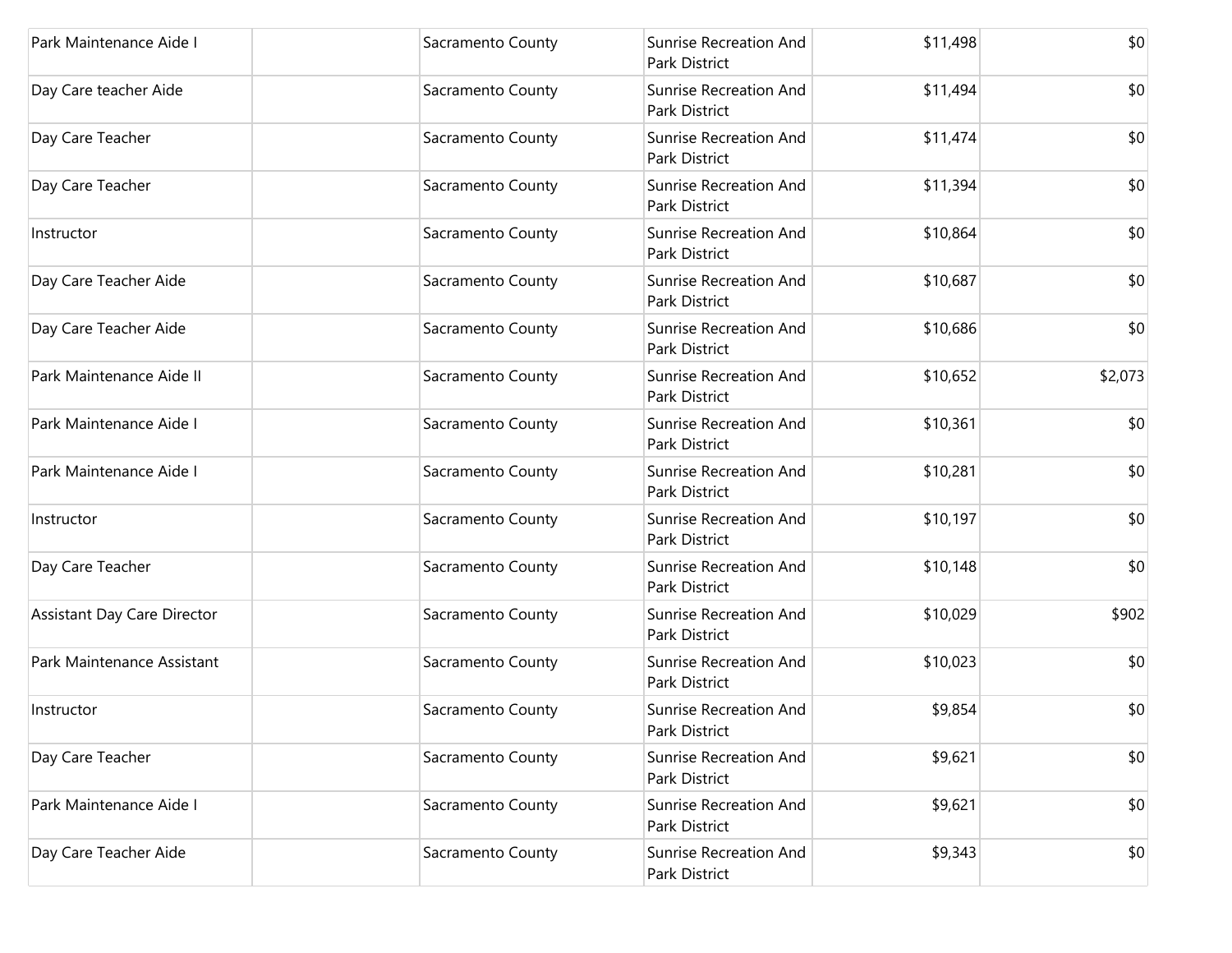| | | | | | |
|---|---|---|---|---|---|
| Park Maintenance Aide I | | Sacramento County | Sunrise Recreation And Park District | $11,498 | $0 |
| Day Care teacher Aide | | Sacramento County | Sunrise Recreation And Park District | $11,494 | $0 |
| Day Care Teacher | | Sacramento County | Sunrise Recreation And Park District | $11,474 | $0 |
| Day Care Teacher | | Sacramento County | Sunrise Recreation And Park District | $11,394 | $0 |
| Instructor | | Sacramento County | Sunrise Recreation And Park District | $10,864 | $0 |
| Day Care Teacher Aide | | Sacramento County | Sunrise Recreation And Park District | $10,687 | $0 |
| Day Care Teacher Aide | | Sacramento County | Sunrise Recreation And Park District | $10,686 | $0 |
| Park Maintenance Aide II | | Sacramento County | Sunrise Recreation And Park District | $10,652 | $2,073 |
| Park Maintenance Aide I | | Sacramento County | Sunrise Recreation And Park District | $10,361 | $0 |
| Park Maintenance Aide I | | Sacramento County | Sunrise Recreation And Park District | $10,281 | $0 |
| Instructor | | Sacramento County | Sunrise Recreation And Park District | $10,197 | $0 |
| Day Care Teacher | | Sacramento County | Sunrise Recreation And Park District | $10,148 | $0 |
| Assistant Day Care Director | | Sacramento County | Sunrise Recreation And Park District | $10,029 | $902 |
| Park Maintenance Assistant | | Sacramento County | Sunrise Recreation And Park District | $10,023 | $0 |
| Instructor | | Sacramento County | Sunrise Recreation And Park District | $9,854 | $0 |
| Day Care Teacher | | Sacramento County | Sunrise Recreation And Park District | $9,621 | $0 |
| Park Maintenance Aide I | | Sacramento County | Sunrise Recreation And Park District | $9,621 | $0 |
| Day Care Teacher Aide | | Sacramento County | Sunrise Recreation And Park District | $9,343 | $0 |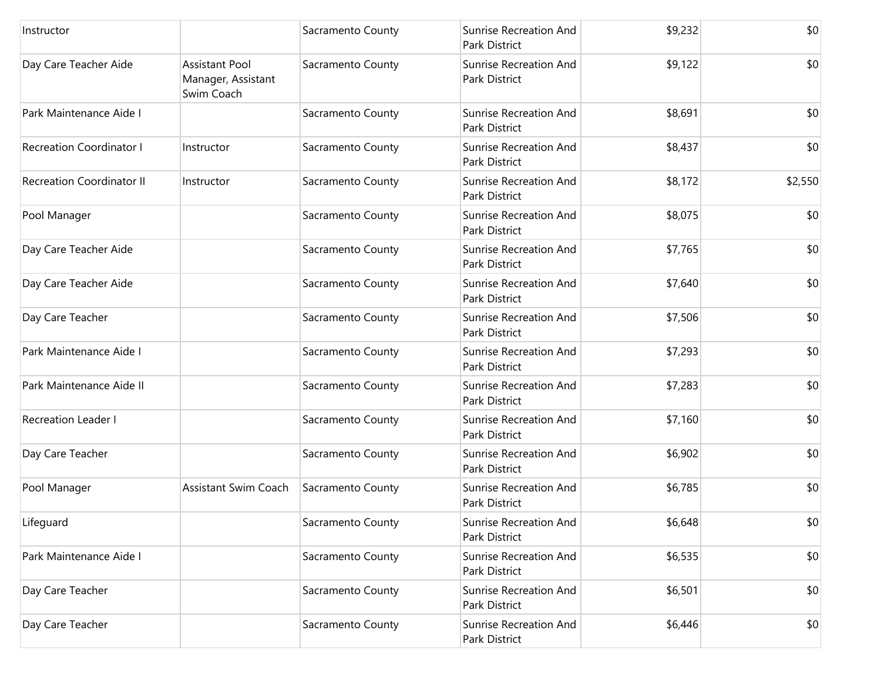| | | | | | |
|---|---|---|---|---|---|
| Instructor | | Sacramento County | Sunrise Recreation And Park District | $9,232 | $0 |
| Day Care Teacher Aide | Assistant Pool Manager, Assistant Swim Coach | Sacramento County | Sunrise Recreation And Park District | $9,122 | $0 |
| Park Maintenance Aide I | | Sacramento County | Sunrise Recreation And Park District | $8,691 | $0 |
| Recreation Coordinator I | Instructor | Sacramento County | Sunrise Recreation And Park District | $8,437 | $0 |
| Recreation Coordinator II | Instructor | Sacramento County | Sunrise Recreation And Park District | $8,172 | $2,550 |
| Pool Manager | | Sacramento County | Sunrise Recreation And Park District | $8,075 | $0 |
| Day Care Teacher Aide | | Sacramento County | Sunrise Recreation And Park District | $7,765 | $0 |
| Day Care Teacher Aide | | Sacramento County | Sunrise Recreation And Park District | $7,640 | $0 |
| Day Care Teacher | | Sacramento County | Sunrise Recreation And Park District | $7,506 | $0 |
| Park Maintenance Aide I | | Sacramento County | Sunrise Recreation And Park District | $7,293 | $0 |
| Park Maintenance Aide II | | Sacramento County | Sunrise Recreation And Park District | $7,283 | $0 |
| Recreation Leader I | | Sacramento County | Sunrise Recreation And Park District | $7,160 | $0 |
| Day Care Teacher | | Sacramento County | Sunrise Recreation And Park District | $6,902 | $0 |
| Pool Manager | Assistant Swim Coach | Sacramento County | Sunrise Recreation And Park District | $6,785 | $0 |
| Lifeguard | | Sacramento County | Sunrise Recreation And Park District | $6,648 | $0 |
| Park Maintenance Aide I | | Sacramento County | Sunrise Recreation And Park District | $6,535 | $0 |
| Day Care Teacher | | Sacramento County | Sunrise Recreation And Park District | $6,501 | $0 |
| Day Care Teacher | | Sacramento County | Sunrise Recreation And Park District | $6,446 | $0 |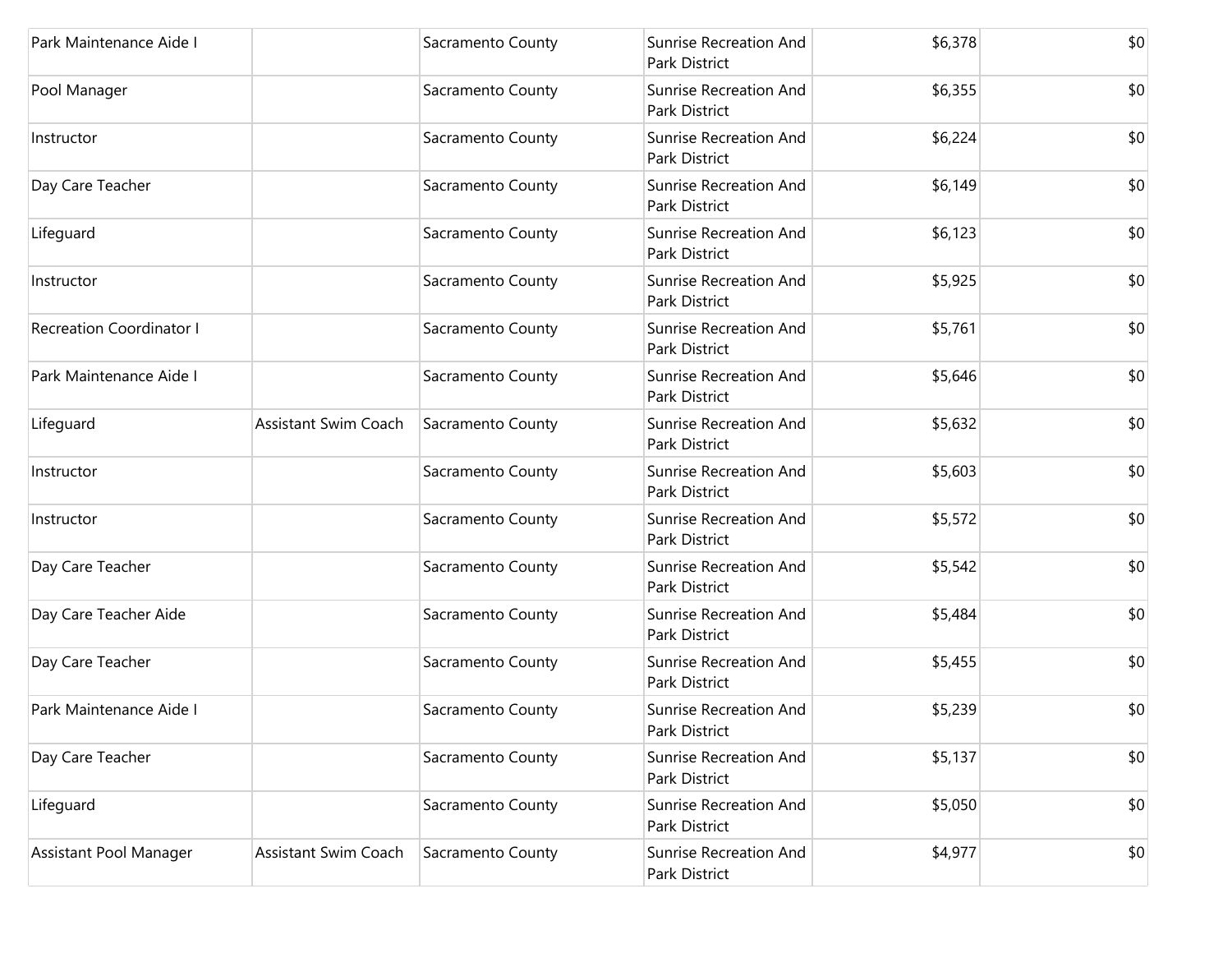| | | | | | |
|---|---|---|---|---|---|
| Park Maintenance Aide I | | Sacramento County | Sunrise Recreation And Park District | $6,378 | $0 |
| Pool Manager | | Sacramento County | Sunrise Recreation And Park District | $6,355 | $0 |
| Instructor | | Sacramento County | Sunrise Recreation And Park District | $6,224 | $0 |
| Day Care Teacher | | Sacramento County | Sunrise Recreation And Park District | $6,149 | $0 |
| Lifeguard | | Sacramento County | Sunrise Recreation And Park District | $6,123 | $0 |
| Instructor | | Sacramento County | Sunrise Recreation And Park District | $5,925 | $0 |
| Recreation Coordinator I | | Sacramento County | Sunrise Recreation And Park District | $5,761 | $0 |
| Park Maintenance Aide I | | Sacramento County | Sunrise Recreation And Park District | $5,646 | $0 |
| Lifeguard | Assistant Swim Coach | Sacramento County | Sunrise Recreation And Park District | $5,632 | $0 |
| Instructor | | Sacramento County | Sunrise Recreation And Park District | $5,603 | $0 |
| Instructor | | Sacramento County | Sunrise Recreation And Park District | $5,572 | $0 |
| Day Care Teacher | | Sacramento County | Sunrise Recreation And Park District | $5,542 | $0 |
| Day Care Teacher Aide | | Sacramento County | Sunrise Recreation And Park District | $5,484 | $0 |
| Day Care Teacher | | Sacramento County | Sunrise Recreation And Park District | $5,455 | $0 |
| Park Maintenance Aide I | | Sacramento County | Sunrise Recreation And Park District | $5,239 | $0 |
| Day Care Teacher | | Sacramento County | Sunrise Recreation And Park District | $5,137 | $0 |
| Lifeguard | | Sacramento County | Sunrise Recreation And Park District | $5,050 | $0 |
| Assistant Pool Manager | Assistant Swim Coach | Sacramento County | Sunrise Recreation And Park District | $4,977 | $0 |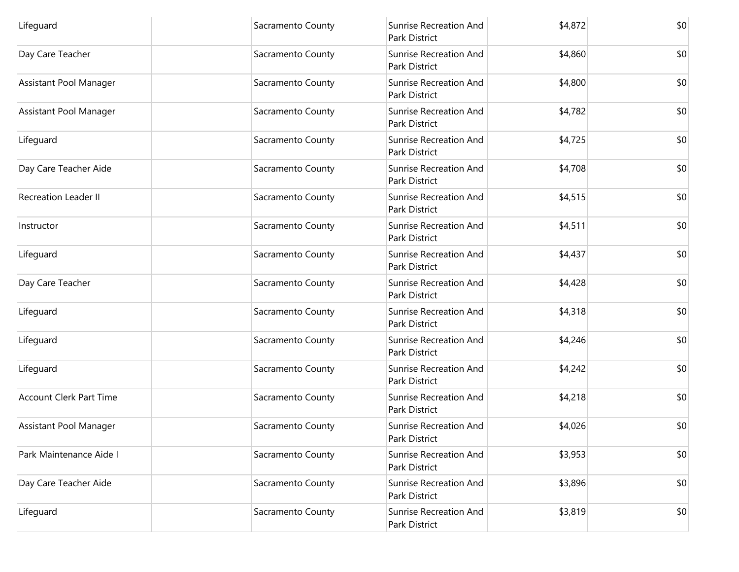| | | | | | |
|---|---|---|---|---|---|
| Lifeguard | | Sacramento County | Sunrise Recreation And Park District | $4,872 | $0 |
| Day Care Teacher | | Sacramento County | Sunrise Recreation And Park District | $4,860 | $0 |
| Assistant Pool Manager | | Sacramento County | Sunrise Recreation And Park District | $4,800 | $0 |
| Assistant Pool Manager | | Sacramento County | Sunrise Recreation And Park District | $4,782 | $0 |
| Lifeguard | | Sacramento County | Sunrise Recreation And Park District | $4,725 | $0 |
| Day Care Teacher Aide | | Sacramento County | Sunrise Recreation And Park District | $4,708 | $0 |
| Recreation Leader II | | Sacramento County | Sunrise Recreation And Park District | $4,515 | $0 |
| Instructor | | Sacramento County | Sunrise Recreation And Park District | $4,511 | $0 |
| Lifeguard | | Sacramento County | Sunrise Recreation And Park District | $4,437 | $0 |
| Day Care Teacher | | Sacramento County | Sunrise Recreation And Park District | $4,428 | $0 |
| Lifeguard | | Sacramento County | Sunrise Recreation And Park District | $4,318 | $0 |
| Lifeguard | | Sacramento County | Sunrise Recreation And Park District | $4,246 | $0 |
| Lifeguard | | Sacramento County | Sunrise Recreation And Park District | $4,242 | $0 |
| Account Clerk Part Time | | Sacramento County | Sunrise Recreation And Park District | $4,218 | $0 |
| Assistant Pool Manager | | Sacramento County | Sunrise Recreation And Park District | $4,026 | $0 |
| Park Maintenance Aide I | | Sacramento County | Sunrise Recreation And Park District | $3,953 | $0 |
| Day Care Teacher Aide | | Sacramento County | Sunrise Recreation And Park District | $3,896 | $0 |
| Lifeguard | | Sacramento County | Sunrise Recreation And Park District | $3,819 | $0 |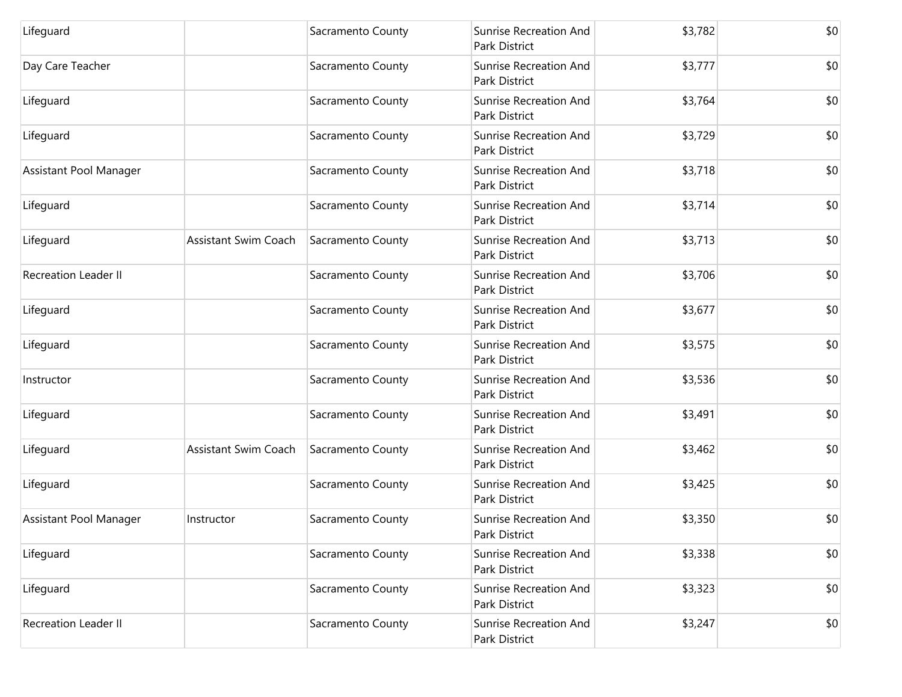| | | | | | |
|---|---|---|---|---|---|
| Lifeguard | | Sacramento County | Sunrise Recreation And Park District | $3,782 | $0 |
| Day Care Teacher | | Sacramento County | Sunrise Recreation And Park District | $3,777 | $0 |
| Lifeguard | | Sacramento County | Sunrise Recreation And Park District | $3,764 | $0 |
| Lifeguard | | Sacramento County | Sunrise Recreation And Park District | $3,729 | $0 |
| Assistant Pool Manager | | Sacramento County | Sunrise Recreation And Park District | $3,718 | $0 |
| Lifeguard | | Sacramento County | Sunrise Recreation And Park District | $3,714 | $0 |
| Lifeguard | Assistant Swim Coach | Sacramento County | Sunrise Recreation And Park District | $3,713 | $0 |
| Recreation Leader II | | Sacramento County | Sunrise Recreation And Park District | $3,706 | $0 |
| Lifeguard | | Sacramento County | Sunrise Recreation And Park District | $3,677 | $0 |
| Lifeguard | | Sacramento County | Sunrise Recreation And Park District | $3,575 | $0 |
| Instructor | | Sacramento County | Sunrise Recreation And Park District | $3,536 | $0 |
| Lifeguard | | Sacramento County | Sunrise Recreation And Park District | $3,491 | $0 |
| Lifeguard | Assistant Swim Coach | Sacramento County | Sunrise Recreation And Park District | $3,462 | $0 |
| Lifeguard | | Sacramento County | Sunrise Recreation And Park District | $3,425 | $0 |
| Assistant Pool Manager | Instructor | Sacramento County | Sunrise Recreation And Park District | $3,350 | $0 |
| Lifeguard | | Sacramento County | Sunrise Recreation And Park District | $3,338 | $0 |
| Lifeguard | | Sacramento County | Sunrise Recreation And Park District | $3,323 | $0 |
| Recreation Leader II | | Sacramento County | Sunrise Recreation And Park District | $3,247 | $0 |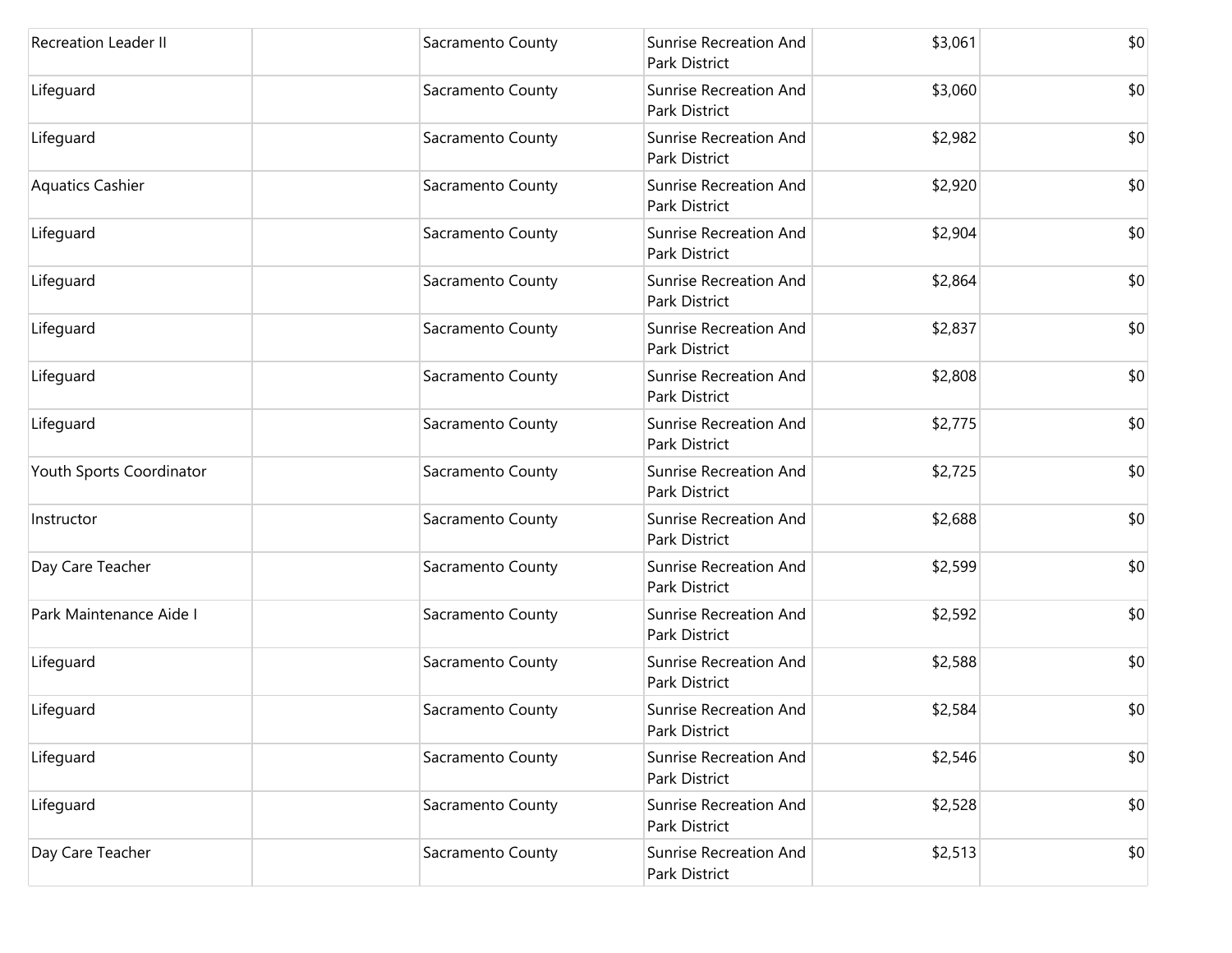| | | | | | |
|---|---|---|---|---|---|
| Recreation Leader II | | Sacramento County | Sunrise Recreation And Park District | $3,061 | $0 |
| Lifeguard | | Sacramento County | Sunrise Recreation And Park District | $3,060 | $0 |
| Lifeguard | | Sacramento County | Sunrise Recreation And Park District | $2,982 | $0 |
| Aquatics Cashier | | Sacramento County | Sunrise Recreation And Park District | $2,920 | $0 |
| Lifeguard | | Sacramento County | Sunrise Recreation And Park District | $2,904 | $0 |
| Lifeguard | | Sacramento County | Sunrise Recreation And Park District | $2,864 | $0 |
| Lifeguard | | Sacramento County | Sunrise Recreation And Park District | $2,837 | $0 |
| Lifeguard | | Sacramento County | Sunrise Recreation And Park District | $2,808 | $0 |
| Lifeguard | | Sacramento County | Sunrise Recreation And Park District | $2,775 | $0 |
| Youth Sports Coordinator | | Sacramento County | Sunrise Recreation And Park District | $2,725 | $0 |
| Instructor | | Sacramento County | Sunrise Recreation And Park District | $2,688 | $0 |
| Day Care Teacher | | Sacramento County | Sunrise Recreation And Park District | $2,599 | $0 |
| Park Maintenance Aide I | | Sacramento County | Sunrise Recreation And Park District | $2,592 | $0 |
| Lifeguard | | Sacramento County | Sunrise Recreation And Park District | $2,588 | $0 |
| Lifeguard | | Sacramento County | Sunrise Recreation And Park District | $2,584 | $0 |
| Lifeguard | | Sacramento County | Sunrise Recreation And Park District | $2,546 | $0 |
| Lifeguard | | Sacramento County | Sunrise Recreation And Park District | $2,528 | $0 |
| Day Care Teacher | | Sacramento County | Sunrise Recreation And Park District | $2,513 | $0 |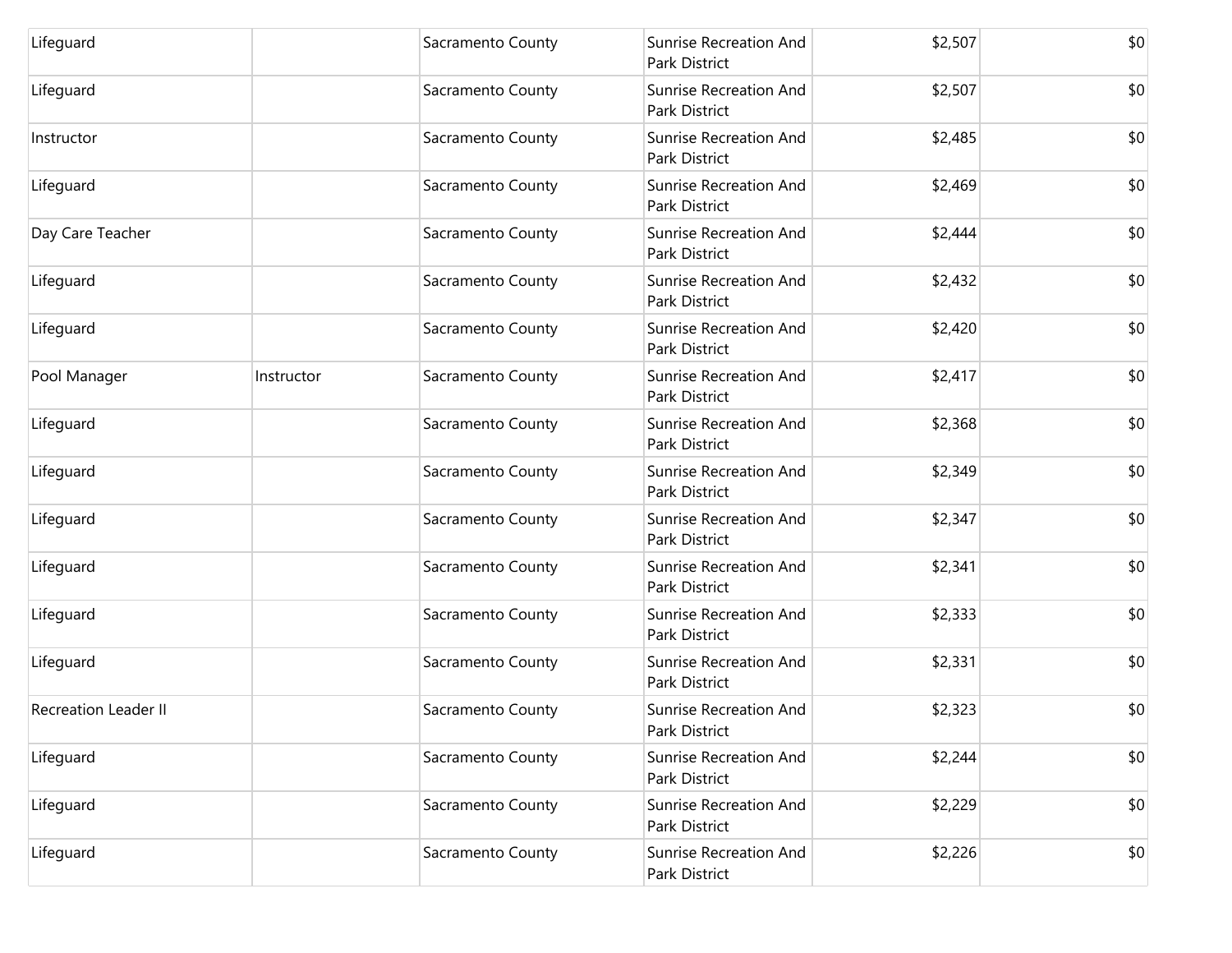| | | | | | |
|---|---|---|---|---|---|
| Lifeguard | | Sacramento County | Sunrise Recreation And Park District | $2,507 | $0 |
| Lifeguard | | Sacramento County | Sunrise Recreation And Park District | $2,507 | $0 |
| Instructor | | Sacramento County | Sunrise Recreation And Park District | $2,485 | $0 |
| Lifeguard | | Sacramento County | Sunrise Recreation And Park District | $2,469 | $0 |
| Day Care Teacher | | Sacramento County | Sunrise Recreation And Park District | $2,444 | $0 |
| Lifeguard | | Sacramento County | Sunrise Recreation And Park District | $2,432 | $0 |
| Lifeguard | | Sacramento County | Sunrise Recreation And Park District | $2,420 | $0 |
| Pool Manager | Instructor | Sacramento County | Sunrise Recreation And Park District | $2,417 | $0 |
| Lifeguard | | Sacramento County | Sunrise Recreation And Park District | $2,368 | $0 |
| Lifeguard | | Sacramento County | Sunrise Recreation And Park District | $2,349 | $0 |
| Lifeguard | | Sacramento County | Sunrise Recreation And Park District | $2,347 | $0 |
| Lifeguard | | Sacramento County | Sunrise Recreation And Park District | $2,341 | $0 |
| Lifeguard | | Sacramento County | Sunrise Recreation And Park District | $2,333 | $0 |
| Lifeguard | | Sacramento County | Sunrise Recreation And Park District | $2,331 | $0 |
| Recreation Leader II | | Sacramento County | Sunrise Recreation And Park District | $2,323 | $0 |
| Lifeguard | | Sacramento County | Sunrise Recreation And Park District | $2,244 | $0 |
| Lifeguard | | Sacramento County | Sunrise Recreation And Park District | $2,229 | $0 |
| Lifeguard | | Sacramento County | Sunrise Recreation And Park District | $2,226 | $0 |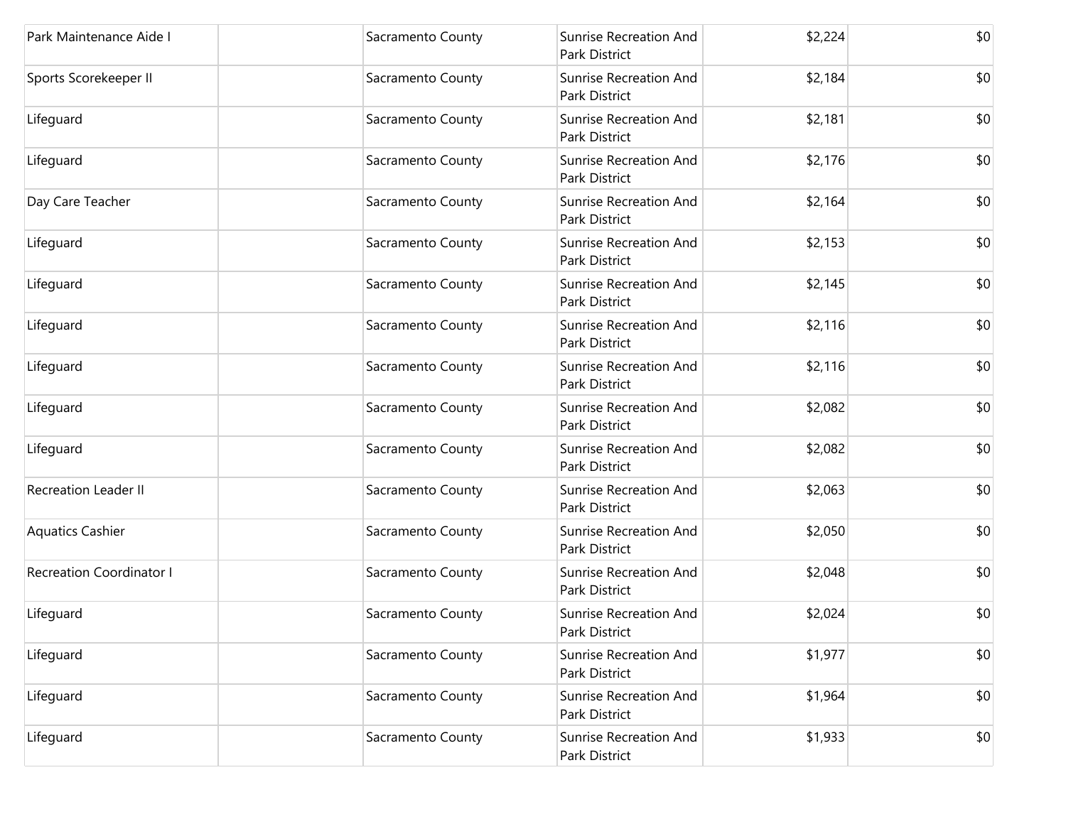| | | | | | |
|---|---|---|---|---|---|
| Park Maintenance Aide I | | Sacramento County | Sunrise Recreation And Park District | $2,224 | $0 |
| Sports Scorekeeper II | | Sacramento County | Sunrise Recreation And Park District | $2,184 | $0 |
| Lifeguard | | Sacramento County | Sunrise Recreation And Park District | $2,181 | $0 |
| Lifeguard | | Sacramento County | Sunrise Recreation And Park District | $2,176 | $0 |
| Day Care Teacher | | Sacramento County | Sunrise Recreation And Park District | $2,164 | $0 |
| Lifeguard | | Sacramento County | Sunrise Recreation And Park District | $2,153 | $0 |
| Lifeguard | | Sacramento County | Sunrise Recreation And Park District | $2,145 | $0 |
| Lifeguard | | Sacramento County | Sunrise Recreation And Park District | $2,116 | $0 |
| Lifeguard | | Sacramento County | Sunrise Recreation And Park District | $2,116 | $0 |
| Lifeguard | | Sacramento County | Sunrise Recreation And Park District | $2,082 | $0 |
| Lifeguard | | Sacramento County | Sunrise Recreation And Park District | $2,082 | $0 |
| Recreation Leader II | | Sacramento County | Sunrise Recreation And Park District | $2,063 | $0 |
| Aquatics Cashier | | Sacramento County | Sunrise Recreation And Park District | $2,050 | $0 |
| Recreation Coordinator I | | Sacramento County | Sunrise Recreation And Park District | $2,048 | $0 |
| Lifeguard | | Sacramento County | Sunrise Recreation And Park District | $2,024 | $0 |
| Lifeguard | | Sacramento County | Sunrise Recreation And Park District | $1,977 | $0 |
| Lifeguard | | Sacramento County | Sunrise Recreation And Park District | $1,964 | $0 |
| Lifeguard | | Sacramento County | Sunrise Recreation And Park District | $1,933 | $0 |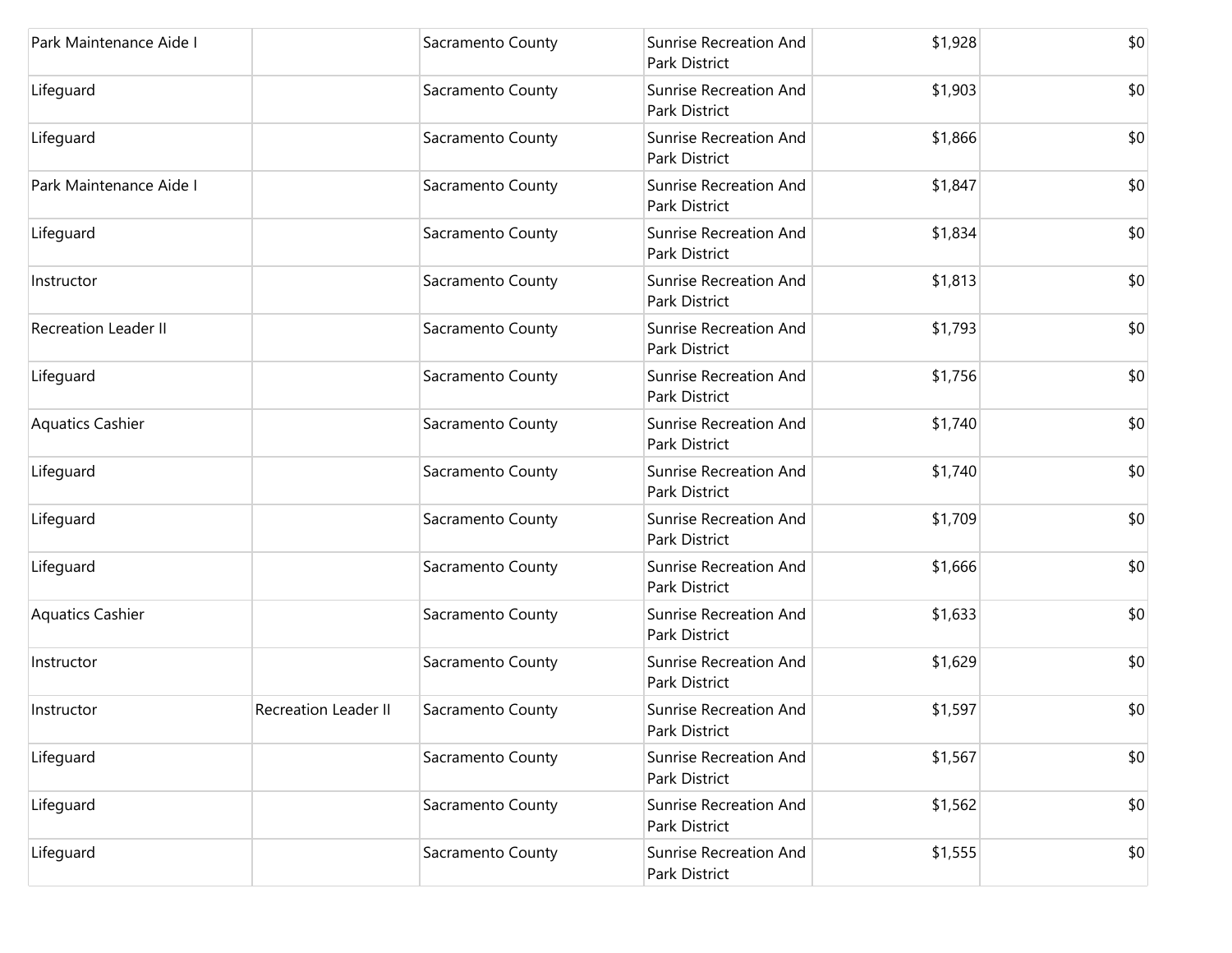| | | | | | |
|---|---|---|---|---|---|
| Park Maintenance Aide I | | Sacramento County | Sunrise Recreation And Park District | $1,928 | $0 |
| Lifeguard | | Sacramento County | Sunrise Recreation And Park District | $1,903 | $0 |
| Lifeguard | | Sacramento County | Sunrise Recreation And Park District | $1,866 | $0 |
| Park Maintenance Aide I | | Sacramento County | Sunrise Recreation And Park District | $1,847 | $0 |
| Lifeguard | | Sacramento County | Sunrise Recreation And Park District | $1,834 | $0 |
| Instructor | | Sacramento County | Sunrise Recreation And Park District | $1,813 | $0 |
| Recreation Leader II | | Sacramento County | Sunrise Recreation And Park District | $1,793 | $0 |
| Lifeguard | | Sacramento County | Sunrise Recreation And Park District | $1,756 | $0 |
| Aquatics Cashier | | Sacramento County | Sunrise Recreation And Park District | $1,740 | $0 |
| Lifeguard | | Sacramento County | Sunrise Recreation And Park District | $1,740 | $0 |
| Lifeguard | | Sacramento County | Sunrise Recreation And Park District | $1,709 | $0 |
| Lifeguard | | Sacramento County | Sunrise Recreation And Park District | $1,666 | $0 |
| Aquatics Cashier | | Sacramento County | Sunrise Recreation And Park District | $1,633 | $0 |
| Instructor | | Sacramento County | Sunrise Recreation And Park District | $1,629 | $0 |
| Instructor | Recreation Leader II | Sacramento County | Sunrise Recreation And Park District | $1,597 | $0 |
| Lifeguard | | Sacramento County | Sunrise Recreation And Park District | $1,567 | $0 |
| Lifeguard | | Sacramento County | Sunrise Recreation And Park District | $1,562 | $0 |
| Lifeguard | | Sacramento County | Sunrise Recreation And Park District | $1,555 | $0 |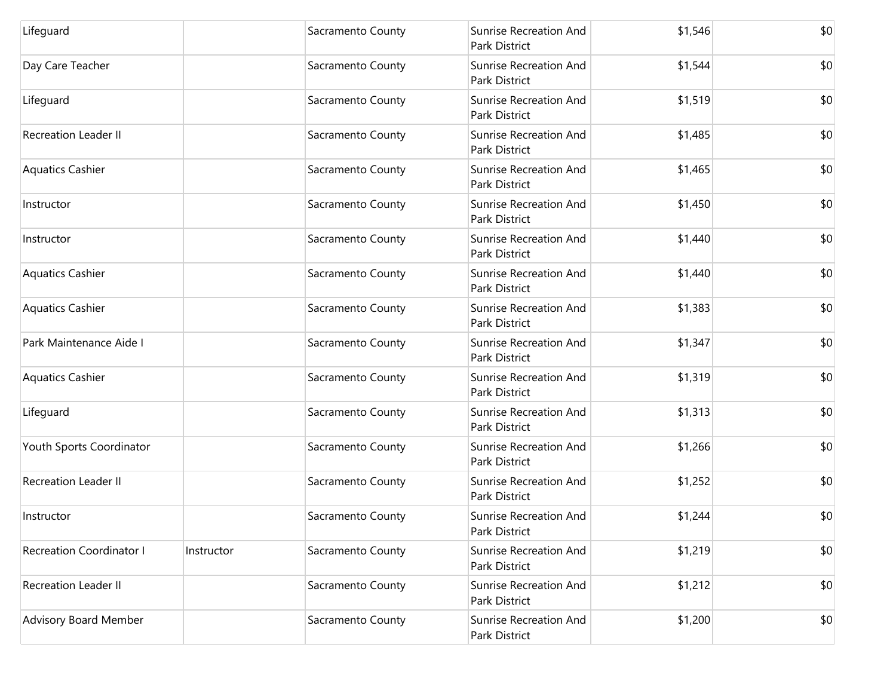| | | | | | |
|---|---|---|---|---|---|
| Lifeguard | | Sacramento County | Sunrise Recreation And Park District | $1,546 | $0 |
| Day Care Teacher | | Sacramento County | Sunrise Recreation And Park District | $1,544 | $0 |
| Lifeguard | | Sacramento County | Sunrise Recreation And Park District | $1,519 | $0 |
| Recreation Leader II | | Sacramento County | Sunrise Recreation And Park District | $1,485 | $0 |
| Aquatics Cashier | | Sacramento County | Sunrise Recreation And Park District | $1,465 | $0 |
| Instructor | | Sacramento County | Sunrise Recreation And Park District | $1,450 | $0 |
| Instructor | | Sacramento County | Sunrise Recreation And Park District | $1,440 | $0 |
| Aquatics Cashier | | Sacramento County | Sunrise Recreation And Park District | $1,440 | $0 |
| Aquatics Cashier | | Sacramento County | Sunrise Recreation And Park District | $1,383 | $0 |
| Park Maintenance Aide I | | Sacramento County | Sunrise Recreation And Park District | $1,347 | $0 |
| Aquatics Cashier | | Sacramento County | Sunrise Recreation And Park District | $1,319 | $0 |
| Lifeguard | | Sacramento County | Sunrise Recreation And Park District | $1,313 | $0 |
| Youth Sports Coordinator | | Sacramento County | Sunrise Recreation And Park District | $1,266 | $0 |
| Recreation Leader II | | Sacramento County | Sunrise Recreation And Park District | $1,252 | $0 |
| Instructor | | Sacramento County | Sunrise Recreation And Park District | $1,244 | $0 |
| Recreation Coordinator I | Instructor | Sacramento County | Sunrise Recreation And Park District | $1,219 | $0 |
| Recreation Leader II | | Sacramento County | Sunrise Recreation And Park District | $1,212 | $0 |
| Advisory Board Member | | Sacramento County | Sunrise Recreation And Park District | $1,200 | $0 |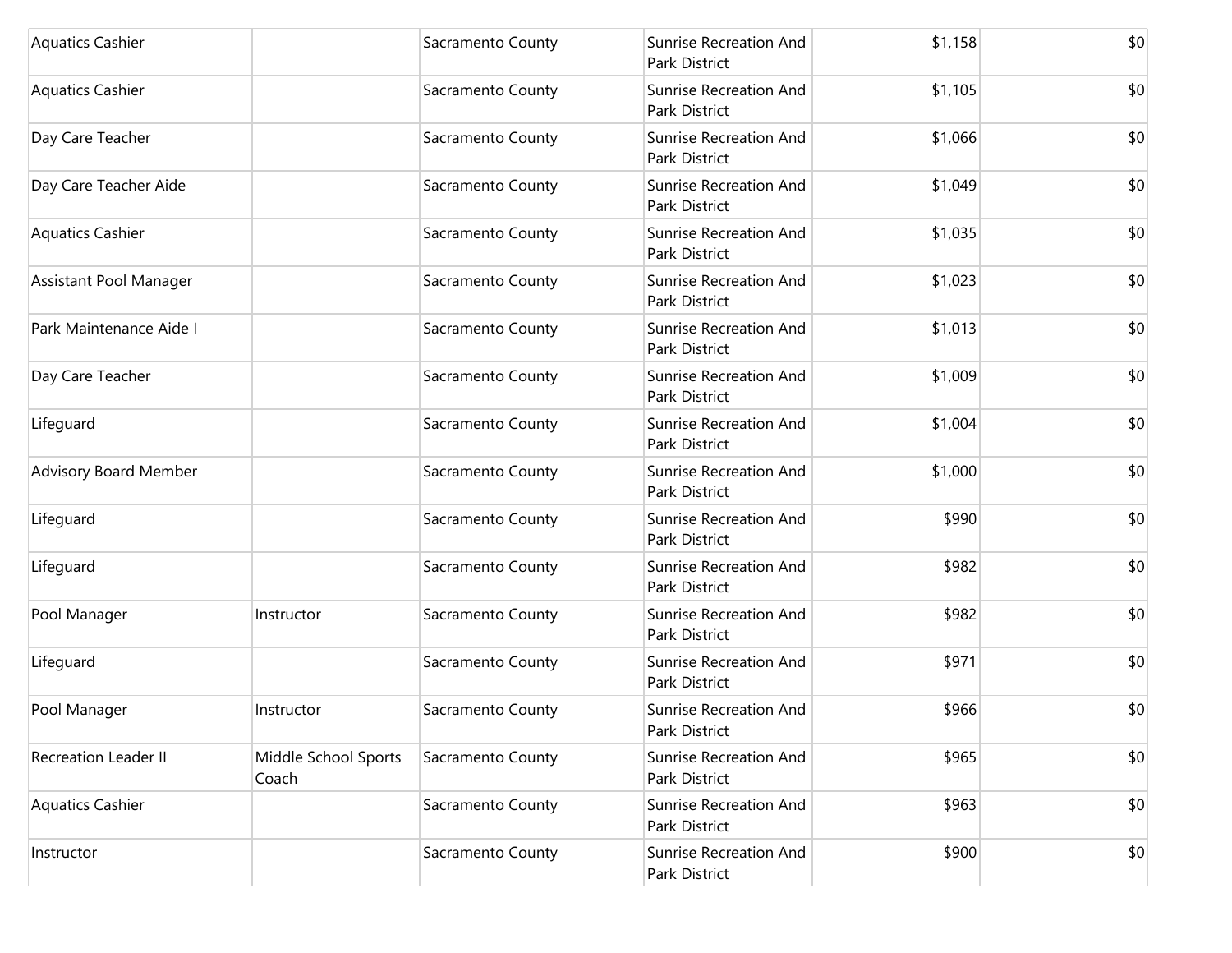| | | | | | |
|---|---|---|---|---|---|
| Aquatics Cashier | | Sacramento County | Sunrise Recreation And Park District | $1,158 | $0 |
| Aquatics Cashier | | Sacramento County | Sunrise Recreation And Park District | $1,105 | $0 |
| Day Care Teacher | | Sacramento County | Sunrise Recreation And Park District | $1,066 | $0 |
| Day Care Teacher Aide | | Sacramento County | Sunrise Recreation And Park District | $1,049 | $0 |
| Aquatics Cashier | | Sacramento County | Sunrise Recreation And Park District | $1,035 | $0 |
| Assistant Pool Manager | | Sacramento County | Sunrise Recreation And Park District | $1,023 | $0 |
| Park Maintenance Aide I | | Sacramento County | Sunrise Recreation And Park District | $1,013 | $0 |
| Day Care Teacher | | Sacramento County | Sunrise Recreation And Park District | $1,009 | $0 |
| Lifeguard | | Sacramento County | Sunrise Recreation And Park District | $1,004 | $0 |
| Advisory Board Member | | Sacramento County | Sunrise Recreation And Park District | $1,000 | $0 |
| Lifeguard | | Sacramento County | Sunrise Recreation And Park District | $990 | $0 |
| Lifeguard | | Sacramento County | Sunrise Recreation And Park District | $982 | $0 |
| Pool Manager | Instructor | Sacramento County | Sunrise Recreation And Park District | $982 | $0 |
| Lifeguard | | Sacramento County | Sunrise Recreation And Park District | $971 | $0 |
| Pool Manager | Instructor | Sacramento County | Sunrise Recreation And Park District | $966 | $0 |
| Recreation Leader II | Middle School Sports Coach | Sacramento County | Sunrise Recreation And Park District | $965 | $0 |
| Aquatics Cashier | | Sacramento County | Sunrise Recreation And Park District | $963 | $0 |
| Instructor | | Sacramento County | Sunrise Recreation And Park District | $900 | $0 |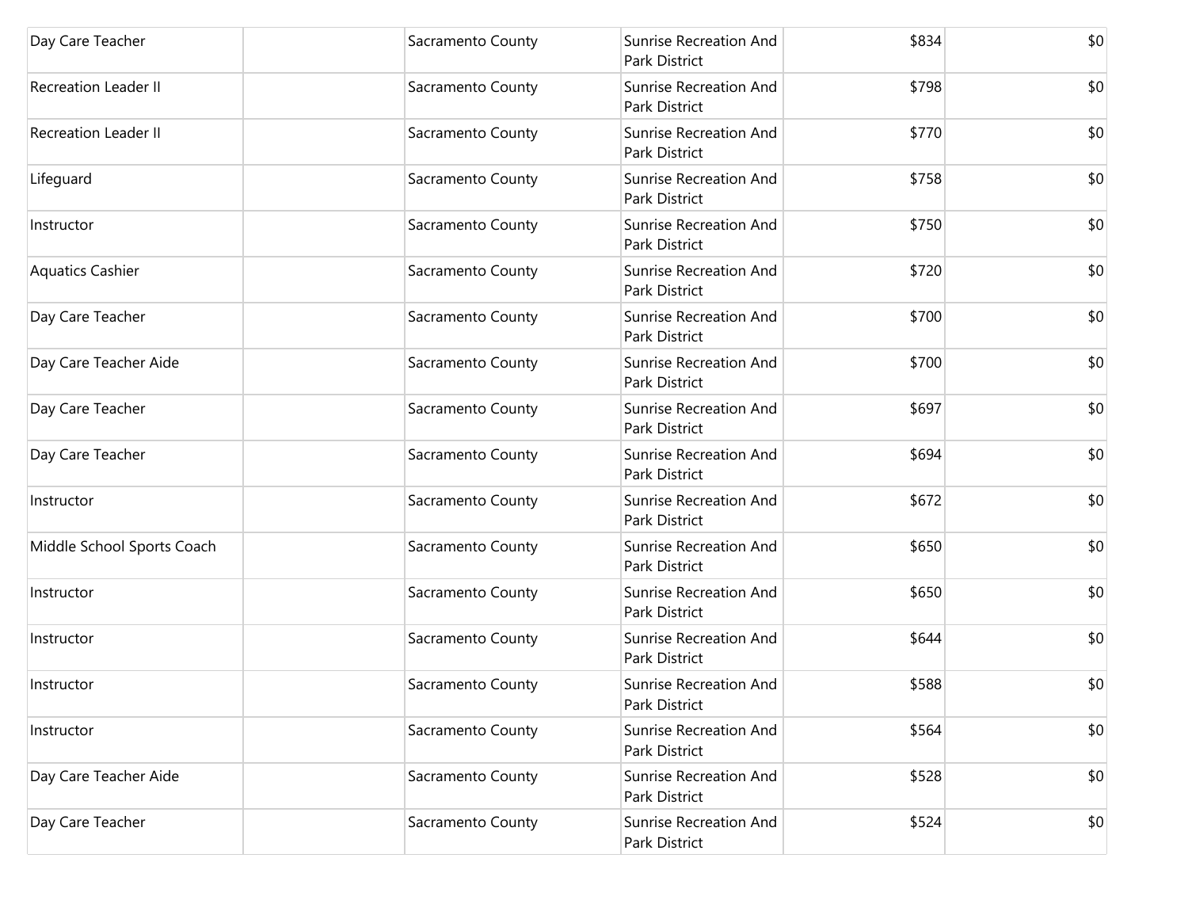| | | | | | |
|---|---|---|---|---|---|
| Day Care Teacher | | Sacramento County | Sunrise Recreation And Park District | $834 | $0 |
| Recreation Leader II | | Sacramento County | Sunrise Recreation And Park District | $798 | $0 |
| Recreation Leader II | | Sacramento County | Sunrise Recreation And Park District | $770 | $0 |
| Lifeguard | | Sacramento County | Sunrise Recreation And Park District | $758 | $0 |
| Instructor | | Sacramento County | Sunrise Recreation And Park District | $750 | $0 |
| Aquatics Cashier | | Sacramento County | Sunrise Recreation And Park District | $720 | $0 |
| Day Care Teacher | | Sacramento County | Sunrise Recreation And Park District | $700 | $0 |
| Day Care Teacher Aide | | Sacramento County | Sunrise Recreation And Park District | $700 | $0 |
| Day Care Teacher | | Sacramento County | Sunrise Recreation And Park District | $697 | $0 |
| Day Care Teacher | | Sacramento County | Sunrise Recreation And Park District | $694 | $0 |
| Instructor | | Sacramento County | Sunrise Recreation And Park District | $672 | $0 |
| Middle School Sports Coach | | Sacramento County | Sunrise Recreation And Park District | $650 | $0 |
| Instructor | | Sacramento County | Sunrise Recreation And Park District | $650 | $0 |
| Instructor | | Sacramento County | Sunrise Recreation And Park District | $644 | $0 |
| Instructor | | Sacramento County | Sunrise Recreation And Park District | $588 | $0 |
| Instructor | | Sacramento County | Sunrise Recreation And Park District | $564 | $0 |
| Day Care Teacher Aide | | Sacramento County | Sunrise Recreation And Park District | $528 | $0 |
| Day Care Teacher | | Sacramento County | Sunrise Recreation And Park District | $524 | $0 |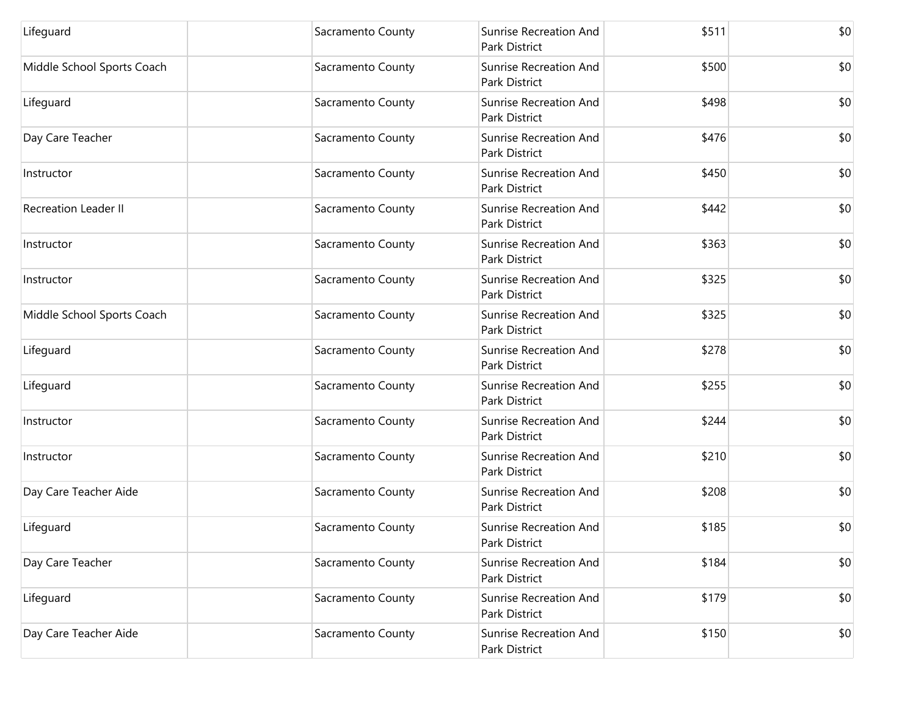| | | | | | |
|---|---|---|---|---|---|
| Lifeguard | | Sacramento County | Sunrise Recreation And Park District | $511 | $0 |
| Middle School Sports Coach | | Sacramento County | Sunrise Recreation And Park District | $500 | $0 |
| Lifeguard | | Sacramento County | Sunrise Recreation And Park District | $498 | $0 |
| Day Care Teacher | | Sacramento County | Sunrise Recreation And Park District | $476 | $0 |
| Instructor | | Sacramento County | Sunrise Recreation And Park District | $450 | $0 |
| Recreation Leader II | | Sacramento County | Sunrise Recreation And Park District | $442 | $0 |
| Instructor | | Sacramento County | Sunrise Recreation And Park District | $363 | $0 |
| Instructor | | Sacramento County | Sunrise Recreation And Park District | $325 | $0 |
| Middle School Sports Coach | | Sacramento County | Sunrise Recreation And Park District | $325 | $0 |
| Lifeguard | | Sacramento County | Sunrise Recreation And Park District | $278 | $0 |
| Lifeguard | | Sacramento County | Sunrise Recreation And Park District | $255 | $0 |
| Instructor | | Sacramento County | Sunrise Recreation And Park District | $244 | $0 |
| Instructor | | Sacramento County | Sunrise Recreation And Park District | $210 | $0 |
| Day Care Teacher Aide | | Sacramento County | Sunrise Recreation And Park District | $208 | $0 |
| Lifeguard | | Sacramento County | Sunrise Recreation And Park District | $185 | $0 |
| Day Care Teacher | | Sacramento County | Sunrise Recreation And Park District | $184 | $0 |
| Lifeguard | | Sacramento County | Sunrise Recreation And Park District | $179 | $0 |
| Day Care Teacher Aide | | Sacramento County | Sunrise Recreation And Park District | $150 | $0 |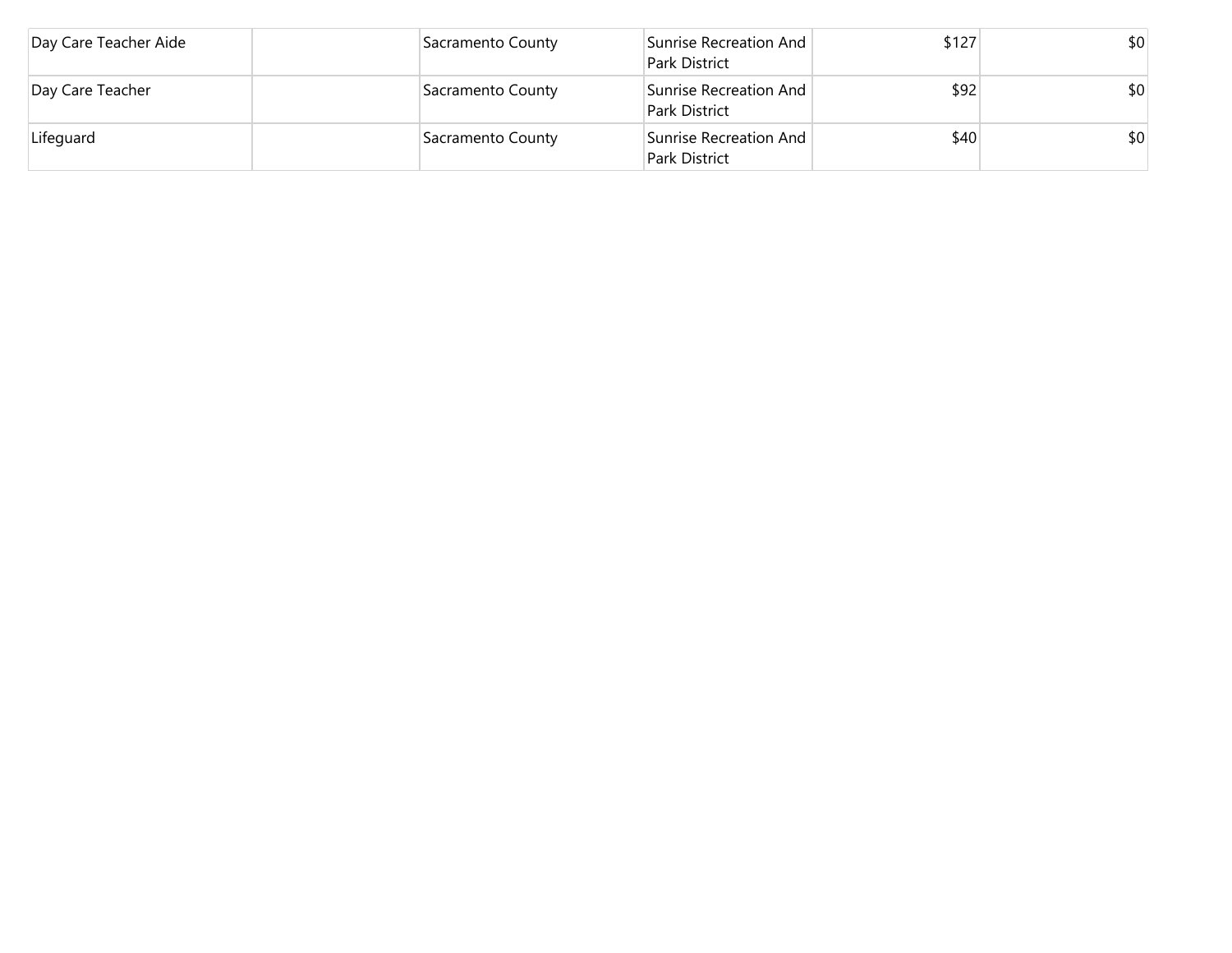| | | | | | |
|---|---|---|---|---|---|
| Day Care Teacher Aide | | Sacramento County | Sunrise Recreation And Park District | $127 | $0 |
| Day Care Teacher | | Sacramento County | Sunrise Recreation And Park District | $92 | $0 |
| Lifeguard | | Sacramento County | Sunrise Recreation And Park District | $40 | $0 |